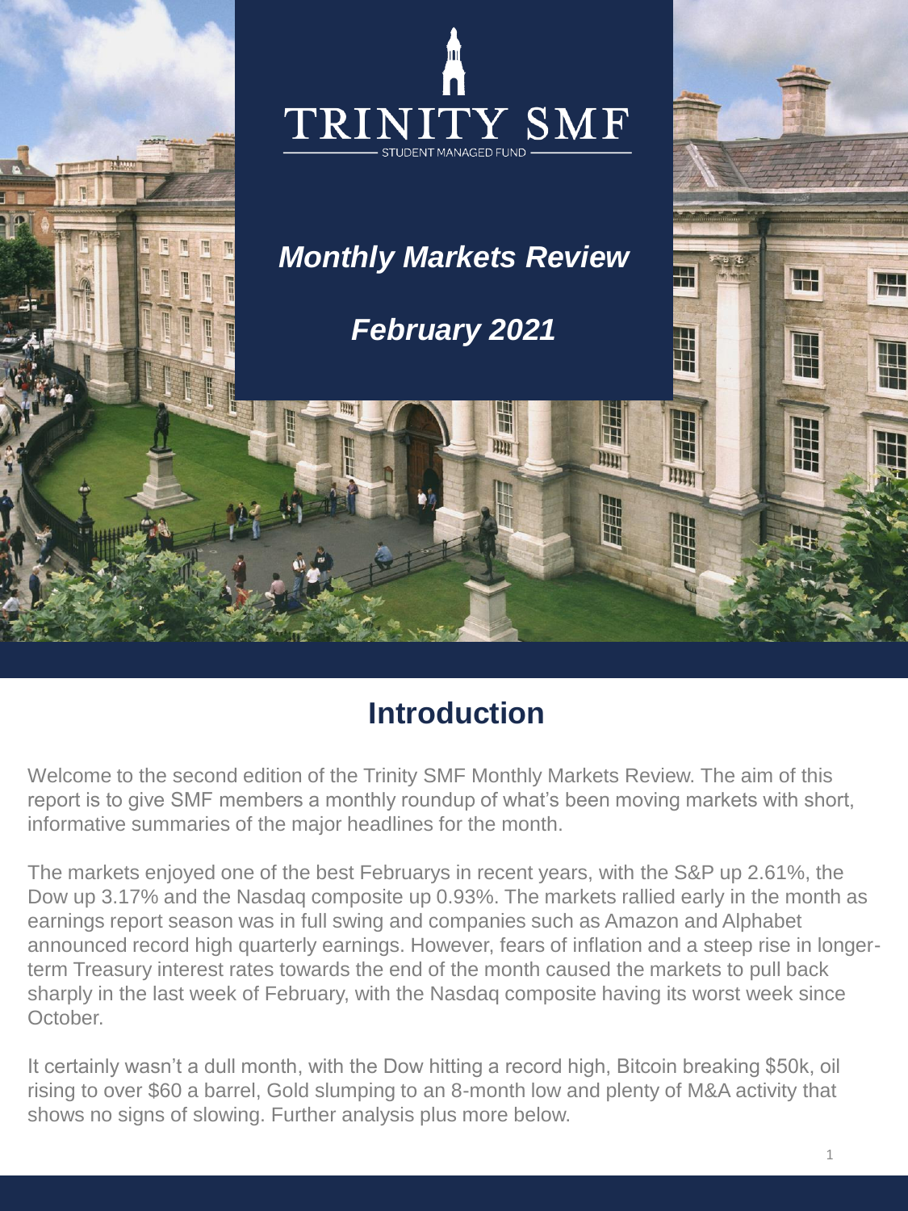TRINITY SMF

STUDENT MANAGED FUND

# *Monthly Markets Review*

## *February 2021*

## Introduction

Welcome to the second edition of the Trinity SMF Monthly Markets Review. The aim of this report is to give SMF members a monthly roundup of what's been moving markets with short, informative summaries of the major headlines for the month.

The markets enjoyed one of the best Februarys in recent years, with the S&P up 2.61%, the Dow up 3.17% and the Nasdaq composite up 0.93%. The markets rallied early in the month as earnings report season was in full swing and companies such as Amazon and Alphabet announced record high quarterly earnings. However, fears of inflation and a steep rise in longer-term Treasury interest rates towards the end of the month caused the markets to pull back sharply in the last week of February, with the Nasdaq composite having its worst week since October.

It certainly wasn't a dull month, with the Dow hitting a record high, Bitcoin breaking $50k, oil rising to over $60 a barrel, Gold slumping to an 8-month low and plenty of M&A activity that shows no signs of slowing. Further analysis plus more below.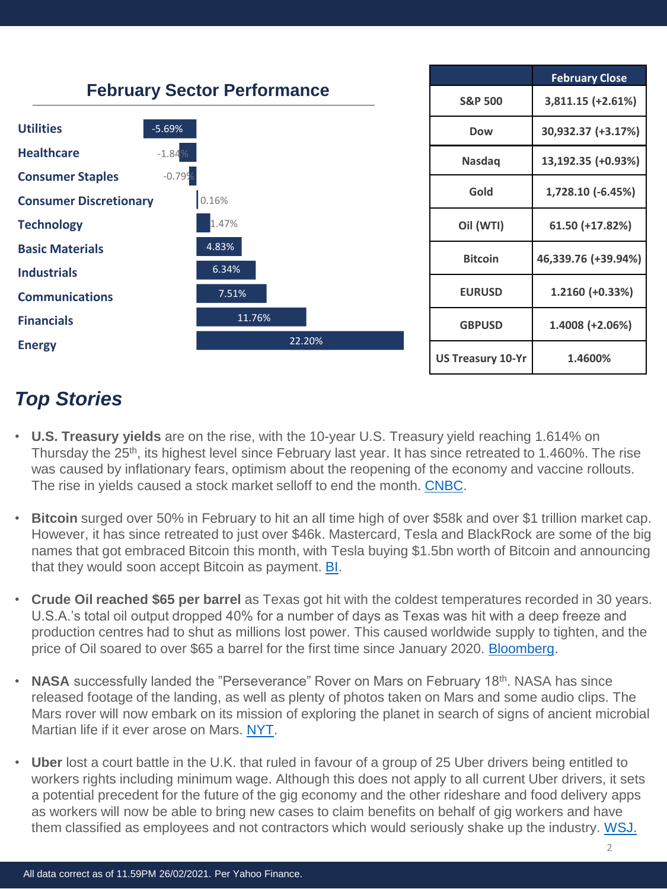## February Sector Performance

| Sector | Performance |
|---|---|
| Utilities | -5.69% |
| Healthcare | -1.84% |
| Consumer Staples | -0.79% |
| Consumer Discretionary | 0.16% |
| Technology | 1.47% |
| Basic Materials | 4.83% |
| Industrials | 6.34% |
| Communications | 7.51% |
| Financials | 11.76% |
| Energy | 22.20% |

| | February Close |
|---|---|
| S&P 500 | 3,811.15 (+2.61%) |
| Dow | 30,932.37 (+3.17%) |
| Nasdaq | 13,192.35 (+0.93%) |
| Gold | 1,728.10 (-6.45%) |
| Oil (WTI) | 61.50 (+17.82%) |
| Bitcoin | 46,339.76 (+39.94%) |
| EURUSD | 1.2160 (+0.33%) |
| GBPUSD | 1.4008 (+2.06%) |
| US Treasury 10-Yr | 1.4600% |

## *Top Stories*

- **U.S. Treasury yields** are on the rise, with the 10-year U.S. Treasury yield reaching 1.614% on Thursday the 25th, its highest level since February last year. It has since retreated to 1.460%. The rise was caused by inflationary fears, optimism about the reopening of the economy and vaccine rollouts. The rise in yields caused a stock market selloff to end the month. CNBC.

- **Bitcoin** surged over 50% in February to hit an all time high of over $58k and over $1 trillion market cap. However, it has since retreated to just over $46k. Mastercard, Tesla and BlackRock are some of the big names that got embraced Bitcoin this month, with Tesla buying $1.5bn worth of Bitcoin and announcing that they would soon accept Bitcoin as payment. BI.

- **Crude Oil reached $65 per barrel** as Texas got hit with the coldest temperatures recorded in 30 years. U.S.A.'s total oil output dropped 40% for a number of days as Texas was hit with a deep freeze and production centres had to shut as millions lost power. This caused worldwide supply to tighten, and the price of Oil soared to over $65 a barrel for the first time since January 2020. Bloomberg.

- **NASA** successfully landed the "Perseverance" Rover on Mars on February 18th. NASA has since released footage of the landing, as well as plenty of photos taken on Mars and some audio clips. The Mars rover will now embark on its mission of exploring the planet in search of signs of ancient microbial Martian life if it ever arose on Mars. NYT.

- **Uber** lost a court battle in the U.K. that ruled in favour of a group of 25 Uber drivers being entitled to workers rights including minimum wage. Although this does not apply to all current Uber drivers, it sets a potential precedent for the future of the gig economy and the other rideshare and food delivery apps as workers will now be able to bring new cases to claim benefits on behalf of gig workers and have them classified as employees and not contractors which would seriously shake up the industry. WSJ.

All data correct as of 11.59PM 26/02/2021. Per Yahoo Finance.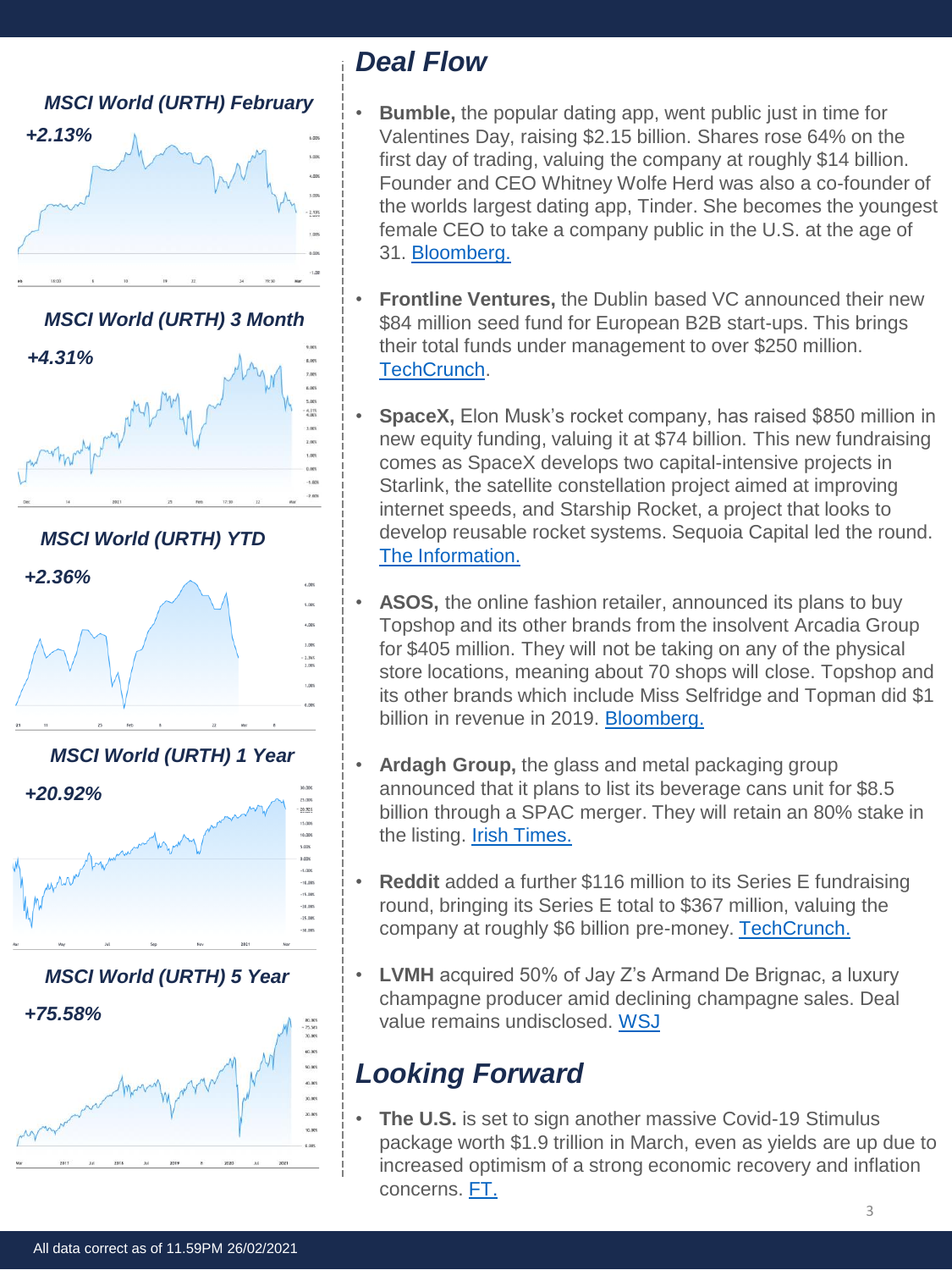*MSCI World (URTH) February*

*+2.13%*

*MSCI World (URTH) 3 Month*

*+4.31%*

*MSCI World (URTH) YTD*

*+2.36%*

*MSCI World (URTH) 1 Year*

*+20.92%*

*MSCI World (URTH) 5 Year*

*+75.58%*

## *Deal Flow*

- **Bumble,** the popular dating app, went public just in time for Valentines Day, raising $2.15 billion. Shares rose 64% on the first day of trading, valuing the company at roughly $14 billion. Founder and CEO Whitney Wolfe Herd was also a co-founder of the worlds largest dating app, Tinder. She becomes the youngest female CEO to take a company public in the U.S. at the age of 31. Bloomberg.
- **Frontline Ventures,** the Dublin based VC announced their new $84 million seed fund for European B2B start-ups. This brings their total funds under management to over $250 million. TechCrunch.
- **SpaceX,** Elon Musk's rocket company, has raised $850 million in new equity funding, valuing it at $74 billion. This new fundraising comes as SpaceX develops two capital-intensive projects in Starlink, the satellite constellation project aimed at improving internet speeds, and Starship Rocket, a project that looks to develop reusable rocket systems. Sequoia Capital led the round. The Information.
- **ASOS,** the online fashion retailer, announced its plans to buy Topshop and its other brands from the insolvent Arcadia Group for $405 million. They will not be taking on any of the physical store locations, meaning about 70 shops will close. Topshop and its other brands which include Miss Selfridge and Topman did $1 billion in revenue in 2019. Bloomberg.
- **Ardagh Group,** the glass and metal packaging group announced that it plans to list its beverage cans unit for $8.5 billion through a SPAC merger. They will retain an 80% stake in the listing. Irish Times.
- **Reddit** added a further $116 million to its Series E fundraising round, bringing its Series E total to $367 million, valuing the company at roughly $6 billion pre-money. TechCrunch.
- **LVMH** acquired 50% of Jay Z's Armand De Brignac, a luxury champagne producer amid declining champagne sales. Deal value remains undisclosed. WSJ

## *Looking Forward*

- **The U.S.** is set to sign another massive Covid-19 Stimulus package worth $1.9 trillion in March, even as yields are up due to increased optimism of a strong economic recovery and inflation concerns. FT.

All data correct as of 11.59PM 26/02/2021